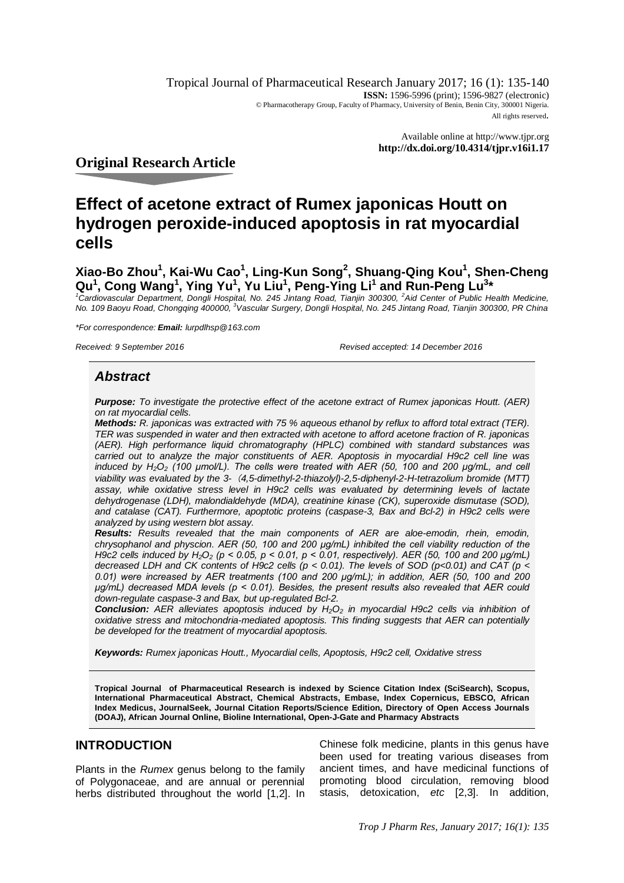Available online at http://www.tjpr.org
**http://dx.doi.org/10.4314/tjpr.v16i1.17**

**Original Research Article**

# Effect of acetone extract of Rumex japonicas Houtt on hydrogen peroxide-induced apoptosis in rat myocardial cells

**Xiao-Bo Zhou[1], Kai-Wu Cao[1], Ling-Kun Song[2], Shuang-Qing Kou[1], Shen-Cheng Qu[1], Cong Wang[1], Ying Yu[1], Yu Liu[1], Peng-Ying Li[1] and Run-Peng Lu[3]***

*[1]Cardiovascular Department, Dongli Hospital, No. 245 Jintang Road, Tianjin 300300, [2]Aid Center of Public Health Medicine, No. 109 Baoyu Road, Chongqing 400000, [3]Vascular Surgery, Dongli Hospital, No. 245 Jintang Road, Tianjin 300300, PR China*

**For correspondence: **Email:** lurpdlhsp@163.com*

*Received: 9 September 2016* *Revised accepted: 14 December 2016*

## *Abstract*

***Purpose:*** *To investigate the protective effect of the acetone extract of Rumex japonicas Houtt. (AER) on rat myocardial cells.*

***Methods:*** *R. japonicas was extracted with 75 % aqueous ethanol by reflux to afford total extract (TER). TER was suspended in water and then extracted with acetone to afford acetone fraction of R. japonicas (AER). High performance liquid chromatography (HPLC) combined with standard substances was carried out to analyze the major constituents of AER. Apoptosis in myocardial H9c2 cell line was induced by $H_2O_2$ (100 μmol/L). The cells were treated with AER (50, 100 and 200 μg/mL, and cell viability was evaluated by the 3- (4,5-dimethyl-2-thiazolyl)-2,5-diphenyl-2-H-tetrazolium bromide (MTT) assay, while oxidative stress level in H9c2 cells was evaluated by determining levels of lactate dehydrogenase (LDH), malondialdehyde (MDA), creatinine kinase (CK), superoxide dismutase (SOD), and catalase (CAT). Furthermore, apoptotic proteins (caspase-3, Bax and Bcl-2) in H9c2 cells were analyzed by using western blot assay.*

***Results:*** *Results revealed that the main components of AER are aloe-emodin, rhein, emodin, chrysophanol and physcion. AER (50, 100 and 200 μg/mL) inhibited the cell viability reduction of the H9c2 cells induced by $H_2O_2$ ($p < 0.05$, $p < 0.01$, $p < 0.01$, respectively). AER (50, 100 and 200 μg/mL) decreased LDH and CK contents of H9c2 cells ($p < 0.01$). The levels of SOD ($p<0.01$) and CAT ($p < 0.01$) were increased by AER treatments (100 and 200 μg/mL); in addition, AER (50, 100 and 200 μg/mL) decreased MDA levels ($p < 0.01$). Besides, the present results also revealed that AER could down-regulate caspase-3 and Bax, but up-regulated Bcl-2.*

***Conclusion:*** *AER alleviates apoptosis induced by $H_2O_2$ in myocardial H9c2 cells via inhibition of oxidative stress and mitochondria-mediated apoptosis. This finding suggests that AER can potentially be developed for the treatment of myocardial apoptosis.*

***Keywords:*** *Rumex japonicas Houtt., Myocardial cells, Apoptosis, H9c2 cell, Oxidative stress*

**Tropical Journal of Pharmaceutical Research is indexed by Science Citation Index (SciSearch), Scopus, International Pharmaceutical Abstract, Chemical Abstracts, Embase, Index Copernicus, EBSCO, African Index Medicus, JournalSeek, Journal Citation Reports/Science Edition, Directory of Open Access Journals (DOAJ), African Journal Online, Bioline International, Open-J-Gate and Pharmacy Abstracts**

## INTRODUCTION

Plants in the *Rumex* genus belong to the family of Polygonaceae, and are annual or perennial herbs distributed throughout the world [1,2]. In Chinese folk medicine, plants in this genus have been used for treating various diseases from ancient times, and have medicinal functions of promoting blood circulation, removing blood stasis, detoxication, *etc* [2,3]. In addition,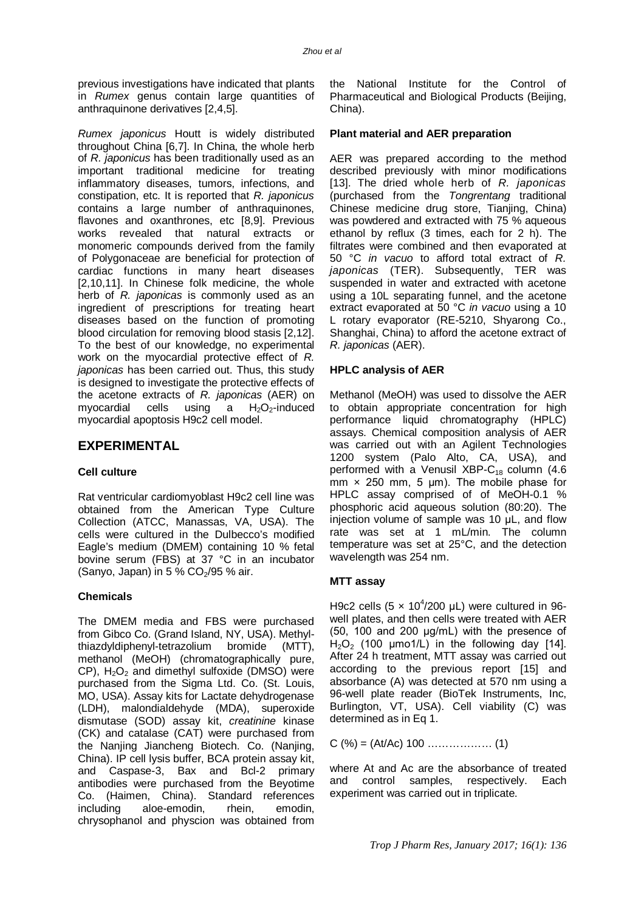previous investigations have indicated that plants in *Rumex* genus contain large quantities of anthraquinone derivatives [2,4,5].

*Rumex japonicus* Houtt is widely distributed throughout China [6,7]. In China, the whole herb of *R. japonicus* has been traditionally used as an important traditional medicine for treating inflammatory diseases, tumors, infections, and constipation, etc. It is reported that *R. japonicus* contains a large number of anthraquinones, flavones and oxanthrones, etc [8,9]. Previous works revealed that natural extracts or monomeric compounds derived from the family of Polygonaceae are beneficial for protection of cardiac functions in many heart diseases [2,10,11]. In Chinese folk medicine, the whole herb of *R. japonicas* is commonly used as an ingredient of prescriptions for treating heart diseases based on the function of promoting blood circulation for removing blood stasis [2,12]. To the best of our knowledge, no experimental work on the myocardial protective effect of *R. japonicas* has been carried out. Thus, this study is designed to investigate the protective effects of the acetone extracts of *R. japonicas* (AER) on myocardial cells using a $H_2O_2$-induced myocardial apoptosis H9c2 cell model.

## EXPERIMENTAL

### Cell culture

Rat ventricular cardiomyoblast H9c2 cell line was obtained from the American Type Culture Collection (ATCC, Manassas, VA, USA). The cells were cultured in the Dulbecco's modified Eagle's medium (DMEM) containing 10 % fetal bovine serum (FBS) at 37 °C in an incubator (Sanyo, Japan) in 5 % $CO_2$/95 % air.

### Chemicals

The DMEM media and FBS were purchased from Gibco Co. (Grand Island, NY, USA). Methyl-thiazdyldiphenyl-tetrazolium bromide (MTT), methanol (MeOH) (chromatographically pure, CP), $H_2O_2$ and dimethyl sulfoxide (DMSO) were purchased from the Sigma Ltd. Co. (St. Louis, MO, USA). Assay kits for Lactate dehydrogenase (LDH), malondialdehyde (MDA), superoxide dismutase (SOD) assay kit, *creatinine* kinase (CK) and catalase (CAT) were purchased from the Nanjing Jiancheng Biotech. Co. (Nanjing, China). IP cell lysis buffer, BCA protein assay kit, and Caspase-3, Bax and Bcl-2 primary antibodies were purchased from the Beyotime Co. (Haimen, China). Standard references including aloe-emodin, rhein, emodin, chrysophanol and physcion was obtained from the National Institute for the Control of Pharmaceutical and Biological Products (Beijing, China).

### Plant material and AER preparation

AER was prepared according to the method described previously with minor modifications [13]. The dried whole herb of *R. japonicas* (purchased from the *Tongrentang* traditional Chinese medicine drug store, Tianjing, China) was powdered and extracted with 75 % aqueous ethanol by reflux (3 times, each for 2 h). The filtrates were combined and then evaporated at 50 °C *in vacuo* to afford total extract of *R. japonicas* (TER). Subsequently, TER was suspended in water and extracted with acetone using a 10L separating funnel, and the acetone extract evaporated at 50 °C *in vacuo* using a 10 L rotary evaporator (RE-5210, Shyarong Co., Shanghai, China) to afford the acetone extract of *R. japonicas* (AER).

### HPLC analysis of AER

Methanol (MeOH) was used to dissolve the AER to obtain appropriate concentration for high performance liquid chromatography (HPLC) assays. Chemical composition analysis of AER was carried out with an Agilent Technologies 1200 system (Palo Alto, CA, USA), and performed with a Venusil XBP-$C_{18}$ column (4.6 mm × 250 mm, 5 μm). The mobile phase for HPLC assay comprised of of MeOH-0.1 % phosphoric acid aqueous solution (80:20). The injection volume of sample was 10 μL, and flow rate was set at 1 mL/min. The column temperature was set at 25°C, and the detection wavelength was 254 nm.

### MTT assay

H9c2 cells ($5 \times 10^4$/200 μL) were cultured in 96-well plates, and then cells were treated with AER (50, 100 and 200 μg/mL) with the presence of $H_2O_2$ (100 μmo1/L) in the following day [14]. After 24 h treatment, MTT assay was carried out according to the previous report [15] and absorbance (A) was detected at 570 nm using a 96-well plate reader (BioTek Instruments, Inc, Burlington, VT, USA). Cell viability (C) was determined as in Eq 1.

$$C (\%) = (At/Ac) 100 \ldots\ldots\ldots\ldots\ldots\ldots (1)$$

where At and Ac are the absorbance of treated and control samples, respectively. Each experiment was carried out in triplicate.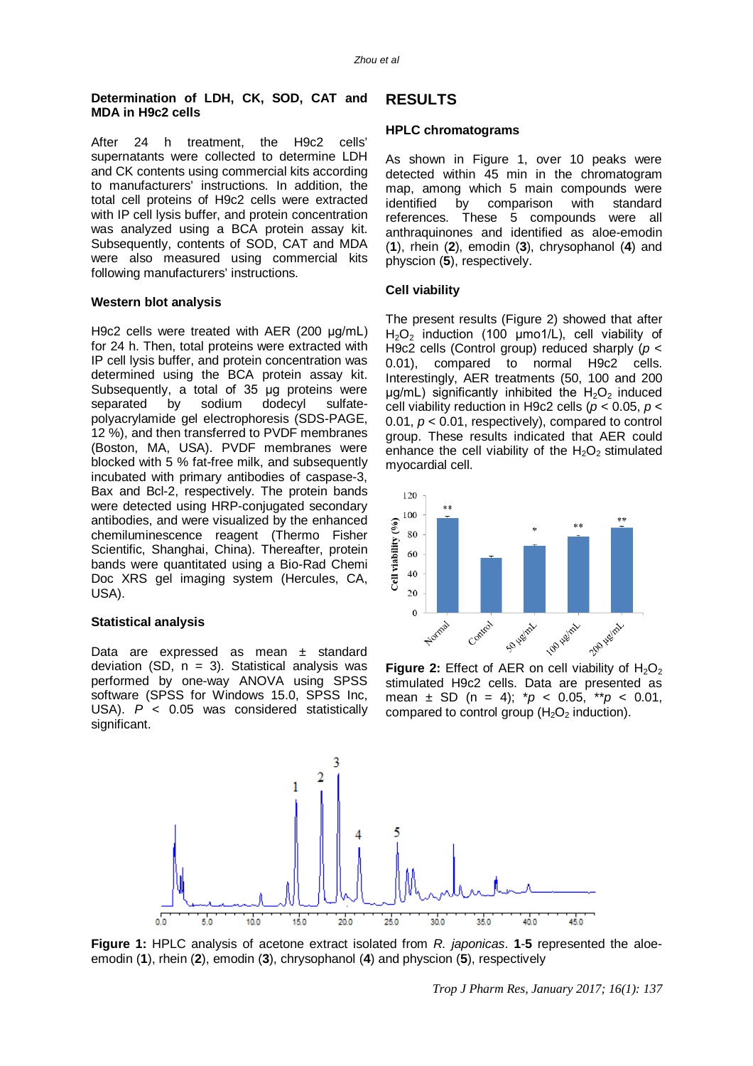### Determination of LDH, CK, SOD, CAT and MDA in H9c2 cells

After 24 h treatment, the H9c2 cells' supernatants were collected to determine LDH and CK contents using commercial kits according to manufacturers' instructions. In addition, the total cell proteins of H9c2 cells were extracted with IP cell lysis buffer, and protein concentration was analyzed using a BCA protein assay kit. Subsequently, contents of SOD, CAT and MDA were also measured using commercial kits following manufacturers' instructions.

### Western blot analysis

H9c2 cells were treated with AER (200 μg/mL) for 24 h. Then, total proteins were extracted with IP cell lysis buffer, and protein concentration was determined using the BCA protein assay kit. Subsequently, a total of 35 μg proteins were separated by sodium dodecyl sulfate-polyacrylamide gel electrophoresis (SDS-PAGE, 12 %), and then transferred to PVDF membranes (Boston, MA, USA). PVDF membranes were blocked with 5 % fat-free milk, and subsequently incubated with primary antibodies of caspase-3, Bax and Bcl-2, respectively. The protein bands were detected using HRP-conjugated secondary antibodies, and were visualized by the enhanced chemiluminescence reagent (Thermo Fisher Scientific, Shanghai, China). Thereafter, protein bands were quantitated using a Bio-Rad Chemi Doc XRS gel imaging system (Hercules, CA, USA).

### Statistical analysis

Data are expressed as mean ± standard deviation (SD, n = 3). Statistical analysis was performed by one-way ANOVA using SPSS software (SPSS for Windows 15.0, SPSS Inc, USA). $P < 0.05$ was considered statistically significant.

## RESULTS

### HPLC chromatograms

As shown in Figure 1, over 10 peaks were detected within 45 min in the chromatogram map, among which 5 main compounds were identified by comparison with standard references. These 5 compounds were all anthraquinones and identified as aloe-emodin (**1**), rhein (**2**), emodin (**3**), chrysophanol (**4**) and physcion (**5**), respectively.

### Cell viability

The present results (Figure 2) showed that after $H_2O_2$ induction (100 μmo1/L), cell viability of H9c2 cells (Control group) reduced sharply ($p < 0.01$), compared to normal H9c2 cells. Interestingly, AER treatments (50, 100 and 200 μg/mL) significantly inhibited the $H_2O_2$ induced cell viability reduction in H9c2 cells ($p < 0.05$, $p < 0.01$, respectively), compared to control group. These results indicated that AER could enhance the cell viability of the $H_2O_2$ stimulated myocardial cell.

**Figure 2:** Effect of AER on cell viability of $H_2O_2$ stimulated H9c2 cells. Data are presented as mean ± SD (n = 4); *$p < 0.05$, **$p < 0.01$, compared to control group ($H_2O_2$ induction).

**Figure 1:** HPLC analysis of acetone extract isolated from *R. japonicas*. **1**-**5** represented the aloe-emodin (**1**), rhein (**2**), emodin (**3**), chrysophanol (**4**) and physcion (**5**), respectively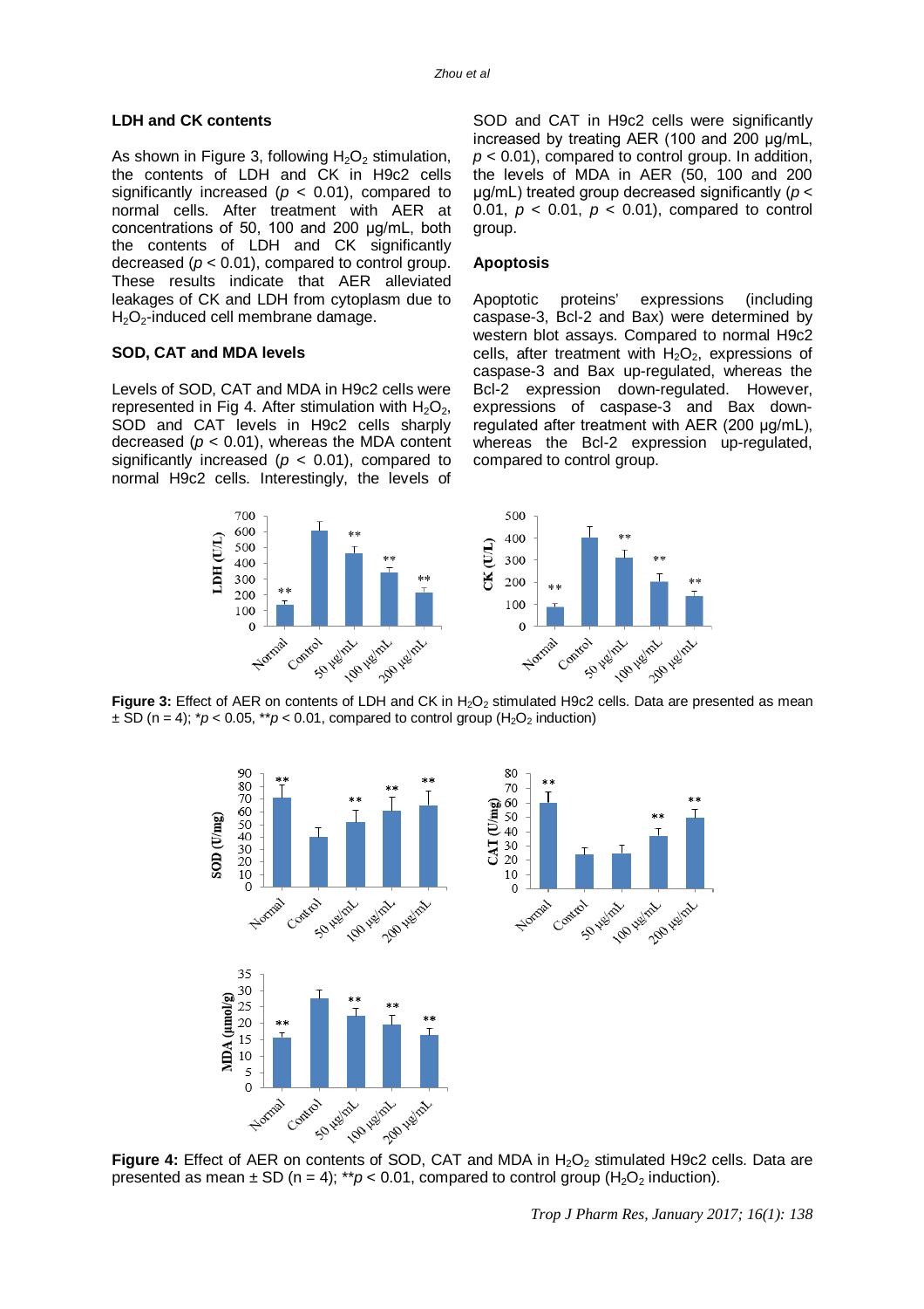### LDH and CK contents

As shown in Figure 3, following $H_2O_2$ stimulation, the contents of LDH and CK in H9c2 cells significantly increased ($p < 0.01$), compared to normal cells. After treatment with AER at concentrations of 50, 100 and 200 µg/mL, both the contents of LDH and CK significantly decreased ($p < 0.01$), compared to control group. These results indicate that AER alleviated leakages of CK and LDH from cytoplasm due to $H_2O_2$-induced cell membrane damage.

### SOD, CAT and MDA levels

Levels of SOD, CAT and MDA in H9c2 cells were represented in Fig 4. After stimulation with $H_2O_2$, SOD and CAT levels in H9c2 cells sharply decreased ($p < 0.01$), whereas the MDA content significantly increased ($p < 0.01$), compared to normal H9c2 cells. Interestingly, the levels of SOD and CAT in H9c2 cells were significantly increased by treating AER (100 and 200 µg/mL, $p < 0.01$), compared to control group. In addition, the levels of MDA in AER (50, 100 and 200 µg/mL) treated group decreased significantly ($p < 0.01$, $p < 0.01$, $p < 0.01$), compared to control group.

### Apoptosis

Apoptotic proteins' expressions (including caspase-3, Bcl-2 and Bax) were determined by western blot assays. Compared to normal H9c2 cells, after treatment with $H_2O_2$, expressions of caspase-3 and Bax up-regulated, whereas the Bcl-2 expression down-regulated. However, expressions of caspase-3 and Bax down-regulated after treatment with AER (200 µg/mL), whereas the Bcl-2 expression up-regulated, compared to control group.

**Figure 3:** Effect of AER on contents of LDH and CK in $H_2O_2$ stimulated H9c2 cells. Data are presented as mean ± SD (n = 4); *$p < 0.05$, **$p < 0.01$, compared to control group ($H_2O_2$ induction)

**Figure 4:** Effect of AER on contents of SOD, CAT and MDA in $H_2O_2$ stimulated H9c2 cells. Data are presented as mean ± SD (n = 4); **$p < 0.01$, compared to control group ($H_2O_2$ induction).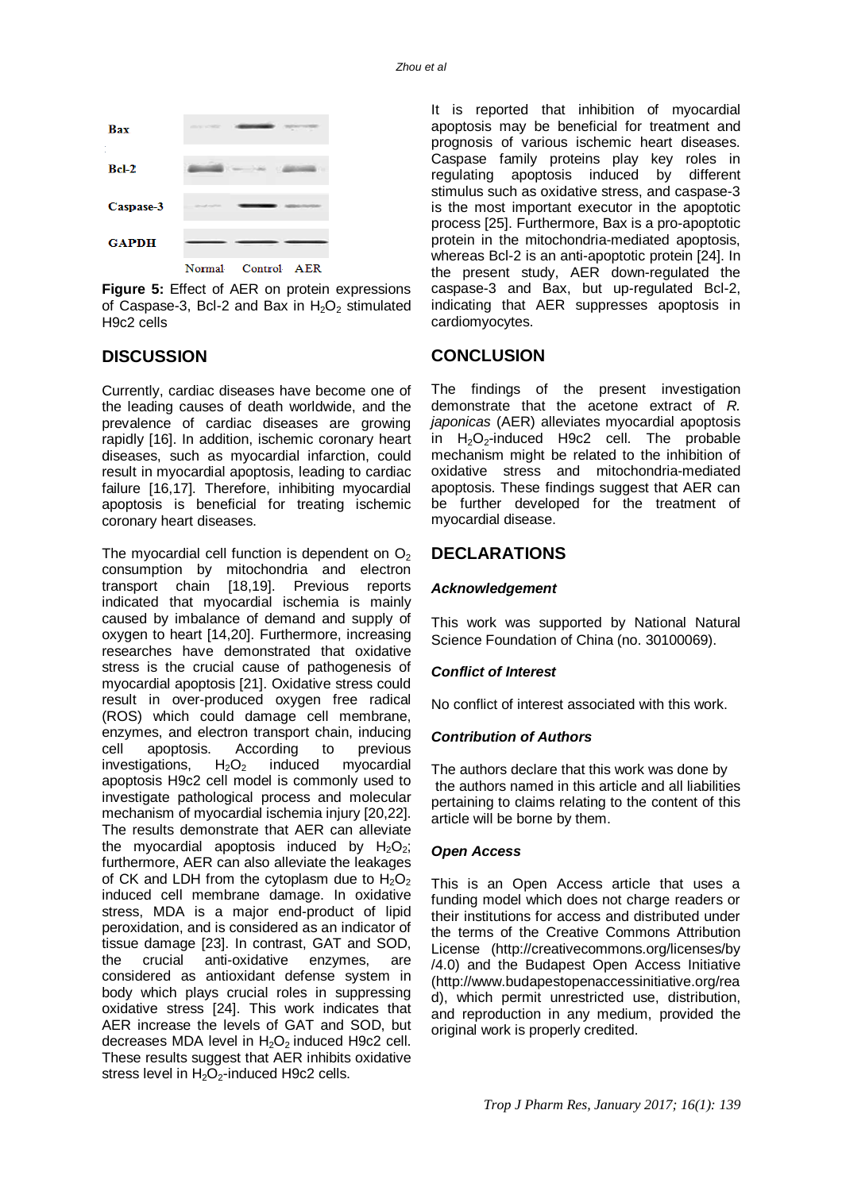Figure 5: Effect of AER on protein expressions of Caspase-3, Bcl-2 and Bax in $H_2O_2$ stimulated H9c2 cells

## DISCUSSION

Currently, cardiac diseases have become one of the leading causes of death worldwide, and the prevalence of cardiac diseases are growing rapidly [16]. In addition, ischemic coronary heart diseases, such as myocardial infarction, could result in myocardial apoptosis, leading to cardiac failure [16,17]. Therefore, inhibiting myocardial apoptosis is beneficial for treating ischemic coronary heart diseases.

The myocardial cell function is dependent on $O_2$ consumption by mitochondria and electron transport chain [18,19]. Previous reports indicated that myocardial ischemia is mainly caused by imbalance of demand and supply of oxygen to heart [14,20]. Furthermore, increasing researches have demonstrated that oxidative stress is the crucial cause of pathogenesis of myocardial apoptosis [21]. Oxidative stress could result in over-produced oxygen free radical (ROS) which could damage cell membrane, enzymes, and electron transport chain, inducing cell apoptosis. According to previous investigations, $H_2O_2$ induced myocardial apoptosis H9c2 cell model is commonly used to investigate pathological process and molecular mechanism of myocardial ischemia injury [20,22]. The results demonstrate that AER can alleviate the myocardial apoptosis induced by $H_2O_2$; furthermore, AER can also alleviate the leakages of CK and LDH from the cytoplasm due to $H_2O_2$ induced cell membrane damage. In oxidative stress, MDA is a major end-product of lipid peroxidation, and is considered as an indicator of tissue damage [23]. In contrast, GAT and SOD, the crucial anti-oxidative enzymes, are considered as antioxidant defense system in body which plays crucial roles in suppressing oxidative stress [24]. This work indicates that AER increase the levels of GAT and SOD, but decreases MDA level in $H_2O_2$ induced H9c2 cell. These results suggest that AER inhibits oxidative stress level in $H_2O_2$-induced H9c2 cells.

It is reported that inhibition of myocardial apoptosis may be beneficial for treatment and prognosis of various ischemic heart diseases. Caspase family proteins play key roles in regulating apoptosis induced by different stimulus such as oxidative stress, and caspase-3 is the most important executor in the apoptotic process [25]. Furthermore, Bax is a pro-apoptotic protein in the mitochondria-mediated apoptosis, whereas Bcl-2 is an anti-apoptotic protein [24]. In the present study, AER down-regulated the caspase-3 and Bax, but up-regulated Bcl-2, indicating that AER suppresses apoptosis in cardiomyocytes.

## CONCLUSION

The findings of the present investigation demonstrate that the acetone extract of *R. japonicas* (AER) alleviates myocardial apoptosis in $H_2O_2$-induced H9c2 cell. The probable mechanism might be related to the inhibition of oxidative stress and mitochondria-mediated apoptosis. These findings suggest that AER can be further developed for the treatment of myocardial disease.

## DECLARATIONS

### *Acknowledgement*

This work was supported by National Natural Science Foundation of China (no. 30100069).

### *Conflict of Interest*

No conflict of interest associated with this work.

### *Contribution of Authors*

The authors declare that this work was done by the authors named in this article and all liabilities pertaining to claims relating to the content of this article will be borne by them.

### *Open Access*

This is an Open Access article that uses a funding model which does not charge readers or their institutions for access and distributed under the terms of the Creative Commons Attribution License (http://creativecommons.org/licenses/by/4.0) and the Budapest Open Access Initiative (http://www.budapestopenaccessinitiative.org/read), which permit unrestricted use, distribution, and reproduction in any medium, provided the original work is properly credited.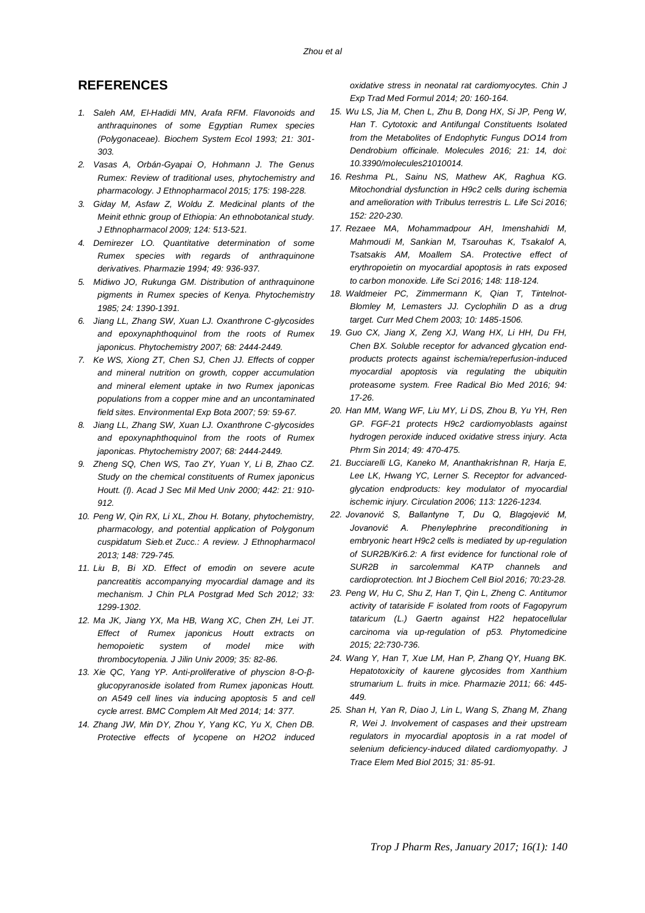## REFERENCES

1. Saleh AM, El-Hadidi MN, Arafa RFM. Flavonoids and anthraquinones of some Egyptian Rumex species (Polygonaceae). Biochem System Ecol 1993; 21: 301-303.
2. Vasas A, Orbán-Gyapai O, Hohmann J. The Genus Rumex: Review of traditional uses, phytochemistry and pharmacology. J Ethnopharmacol 2015; 175: 198-228.
3. Giday M, Asfaw Z, Woldu Z. Medicinal plants of the Meinit ethnic group of Ethiopia: An ethnobotanical study. J Ethnopharmacol 2009; 124: 513-521.
4. Demirezer LO. Quantitative determination of some Rumex species with regards of anthraquinone derivatives. Pharmazie 1994; 49: 936-937.
5. Midiwo JO, Rukunga GM. Distribution of anthraquinone pigments in Rumex species of Kenya. Phytochemistry 1985; 24: 1390-1391.
6. Jiang LL, Zhang SW, Xuan LJ. Oxanthrone C-glycosides and epoxynaphthoquinol from the roots of Rumex japonicus. Phytochemistry 2007; 68: 2444-2449.
7. Ke WS, Xiong ZT, Chen SJ, Chen JJ. Effects of copper and mineral nutrition on growth, copper accumulation and mineral element uptake in two Rumex japonicas populations from a copper mine and an uncontaminated field sites. Environmental Exp Bota 2007; 59: 59-67.
8. Jiang LL, Zhang SW, Xuan LJ. Oxanthrone C-glycosides and epoxynaphthoquinol from the roots of Rumex japonicas. Phytochemistry 2007; 68: 2444-2449.
9. Zheng SQ, Chen WS, Tao ZY, Yuan Y, Li B, Zhao CZ. Study on the chemical constituents of Rumex japonicus Houtt. (I). Acad J Sec Mil Med Univ 2000; 442: 21: 910-912.
10. Peng W, Qin RX, Li XL, Zhou H. Botany, phytochemistry, pharmacology, and potential application of Polygonum cuspidatum Sieb.et Zucc.: A review. J Ethnopharmacol 2013; 148: 729-745.
11. Liu B, Bi XD. Effect of emodin on severe acute pancreatitis accompanying myocardial damage and its mechanism. J Chin PLA Postgrad Med Sch 2012; 33: 1299-1302.
12. Ma JK, Jiang YX, Ma HB, Wang XC, Chen ZH, Lei JT. Effect of Rumex japonicus Houtt extracts on hemopoietic system of model mice with thrombocytopenia. J Jilin Univ 2009; 35: 82-86.
13. Xie QC, Yang YP. Anti-proliferative of physcion 8-O-β-glucopyranoside isolated from Rumex japonicas Houtt. on A549 cell lines via inducing apoptosis 5 and cell cycle arrest. BMC Complem Alt Med 2014; 14: 377.
14. Zhang JW, Min DY, Zhou Y, Yang KC, Yu X, Chen DB. Protective effects of lycopene on H2O2 induced oxidative stress in neonatal rat cardiomyocytes. Chin J Exp Trad Med Formul 2014; 20: 160-164.
15. Wu LS, Jia M, Chen L, Zhu B, Dong HX, Si JP, Peng W, Han T. Cytotoxic and Antifungal Constituents Isolated from the Metabolites of Endophytic Fungus DO14 from Dendrobium officinale. Molecules 2016; 21: 14, doi: 10.3390/molecules21010014.
16. Reshma PL, Sainu NS, Mathew AK, Raghua KG. Mitochondrial dysfunction in H9c2 cells during ischemia and amelioration with Tribulus terrestris L. Life Sci 2016; 152: 220-230.
17. Rezaee MA, Mohammadpour AH, Imenshahidi M, Mahmoudi M, Sankian M, Tsarouhas K, Tsakalof A, Tsatsakis AM, Moallem SA. Protective effect of erythropoietin on myocardial apoptosis in rats exposed to carbon monoxide. Life Sci 2016; 148: 118-124.
18. Waldmeier PC, Zimmermann K, Qian T, Tintelnot-Blomley M, Lemasters JJ. Cyclophilin D as a drug target. Curr Med Chem 2003; 10: 1485-1506.
19. Guo CX, Jiang X, Zeng XJ, Wang HX, Li HH, Du FH, Chen BX. Soluble receptor for advanced glycation end-products protects against ischemia/reperfusion-induced myocardial apoptosis via regulating the ubiquitin proteasome system. Free Radical Bio Med 2016; 94: 17-26.
20. Han MM, Wang WF, Liu MY, Li DS, Zhou B, Yu YH, Ren GP. FGF-21 protects H9c2 cardiomyoblasts against hydrogen peroxide induced oxidative stress injury. Acta Phrm Sin 2014; 49: 470-475.
21. Bucciarelli LG, Kaneko M, Ananthakrishnan R, Harja E, Lee LK, Hwang YC, Lerner S. Receptor for advanced-glycation endproducts: key modulator of myocardial ischemic injury. Circulation 2006; 113: 1226-1234.
22. Jovanović S, Ballantyne T, Du Q, Blagojević M, Jovanović A. Phenylephrine preconditioning in embryonic heart H9c2 cells is mediated by up-regulation of SUR2B/Kir6.2: A first evidence for functional role of SUR2B in sarcolemmal KATP channels and cardioprotection. Int J Biochem Cell Biol 2016; 70:23-28.
23. Peng W, Hu C, Shu Z, Han T, Qin L, Zheng C. Antitumor activity of tatariside F isolated from roots of Fagopyrum tataricum (L.) Gaertn against H22 hepatocellular carcinoma via up-regulation of p53. Phytomedicine 2015; 22:730-736.
24. Wang Y, Han T, Xue LM, Han P, Zhang QY, Huang BK. Hepatotoxicity of kaurene glycosides from Xanthium strumarium L. fruits in mice. Pharmazie 2011; 66: 445-449.
25. Shan H, Yan R, Diao J, Lin L, Wang S, Zhang M, Zhang R, Wei J. Involvement of caspases and their upstream regulators in myocardial apoptosis in a rat model of selenium deficiency-induced dilated cardiomyopathy. J Trace Elem Med Biol 2015; 31: 85-91.